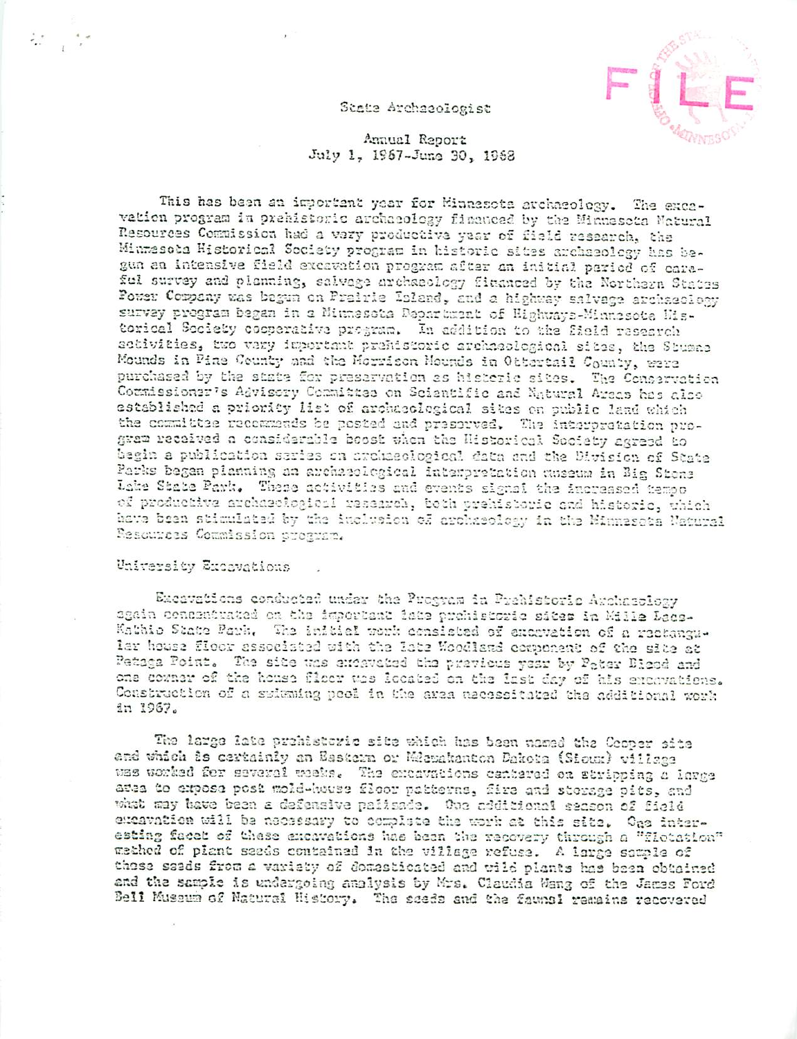# State Archaeologist

## Annual Report
## July 1, 1967-June 30, 1968

This has been an important year for Minnesota archaeology. The excavation program in prehistoric archaeology financed by the Minnesota Natural Resources Commission had a very productive year of field research, the Minnesota Historical Society program in historic sites archaeology has begun an intensive field excavation program after an initial period of careful survey and planning, salvage archaeology financed by the Northern States Power Company was begun on Prairie Island, and a highway salvage archaeology survey program began in a Minnesota Department of Highways-Minnesota Historical Society cooperative program. In addition to the field research activities, two very important prehistoric archaeological sites, the Stumne Mounds in Pine County and the Morrison Mounds in Ottertail County, were purchased by the state for preservation as historic sites. The Conservation Commissioner's Advisory Committee on Scientific and Natural Areas has also established a priority list of archaeological sites on public land which the committee recommends be posted and preserved. The interpretation program received a considerable boost when the Historical Society agreed to begin a publication series on archaeological data and the Division of State Parks began planning an archaeological interpretation museum in Big Stone Lake State Park. These activities and events signal the increased tempo of productive archaeological research, both prehistoric and historic, which have been stimulated by the inclusion of archaeology in the Minnesota Natural Resources Commission program.

### University Excavations

Excavations conducted under the Program in Prehistoric Archaeology again concentrated on the important late prehistoric sites in Mille Lacs-Kathio State Park. The initial work consisted of excavation of a rectangular house floor associated with the late Woodland component of the site at Petaga Point. The site was excavated the previous year by Peter Bleed and one corner of the house floor was located on the last day of his excavations. Construction of a swimming pool in the area necessitated the additional work in 1967.

The large late prehistoric site which has been named the Cooper site and which is certainly an Eastern or Mdewakanton Dakota (Sioux) village was worked for several weeks. The excavations centered on stripping a large area to expose post mold-house floor patterns, fire and storage pits, and what may have been a defensive palisade. One additional season of field excavation will be necessary to complete the work at this site. One interesting facet of these excavations has been the recovery through a "flotation" method of plant seeds contained in the village refuse. A large sample of those seeds from a variety of domesticated and wild plants has been obtained and the sample is undergoing analysis by Mrs. Claudia Wang of the James Ford Bell Museum of Natural History. The seeds and the faunal remains recovered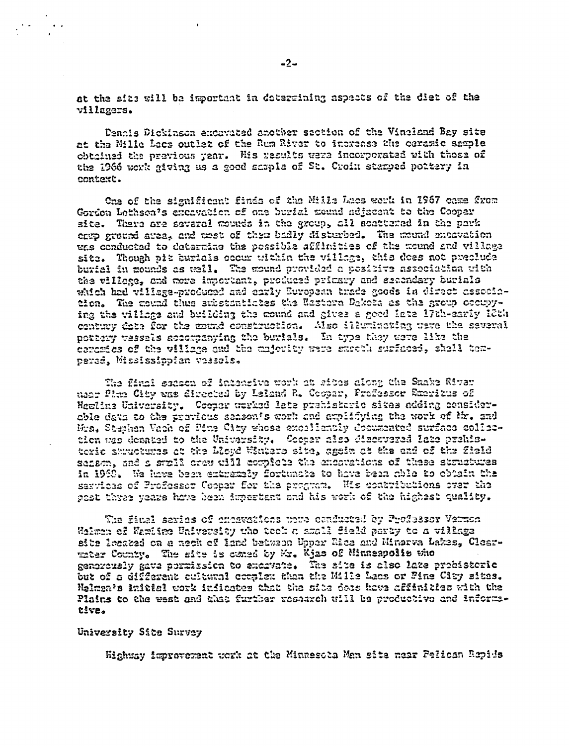at the site will be important in determining aspects of the diet of the villagers.

Dennis Dickinson excavated another section of the Vineland Bay site at the Mille Lacs outlet of the Rum River to increase the ceramic sample obtained the previous year. His results were incorporated with those of the 1966 work giving us a good sample of St. Croix stamped pottery in context.

One of the significant finds of the Mille Lacs work in 1967 came from Gordon Lothson's excavation of one burial mound adjacent to the Cooper site. There are several mounds in the group, all scattered in the park camp ground area, and most of them badly disturbed. The mound excavation was conducted to determine the possible affinities of the mound and village site. Though pit burials occur within the village, this does not preclude burial in mounds as well. The mound provided a positive association with the village, and more important, produced primary and secondary burials which had village-produced and early European trade goods in direct association. The mound thus substantiates the Eastern Dakota as the group occupying the village and building the mound and gives a good late 17th-early 18th century date for the mound construction. Also illuminating were the several pottery vessels accompanying the burials. In type they were like the ceramics of the village and the majority were smooth surfaced, shell tempered, Mississippian vessels.

The final season of intensive work at sites along the Snake River near Pine City was directed by Leland R. Cooper, Professor Emeritus of Hamline University. Cooper worked late prehistoric sites adding considerable data to the previous season's work and amplifying the work of Mr. and Mrs. Stephen Vach of Pine City whose excellently documented surface collection was donated to the University. Cooper also discovered late prehistoric structures at the Lloyd Winters site, again at the end of the field season, and a small crew will complete the excavations of these structures in 1968. We have been extremely fortunate to have been able to obtain the services of Professor Cooper for the program. His contributions over the past three years have been important and his work of the highest quality.

The final series of excavations were conducted by Professor Vernon Helmen of Hamline University who took a small field party to a village site located on a neck of land between Upper Rice and Minerva Lakes, Clearwater County. The site is owned by Mr. Kjas of Minneapolis who generously gave permission to excavate. The site is also late prehistoric but of a different cultural complex than the Mille Lacs or Pine City sites. Helmen's initial work indicates that the site does have affinities with the Plains to the west and that further research will be productive and informative.

University Site Survey

Highway improvement work at the Minnesota Man site near Pelican Rapids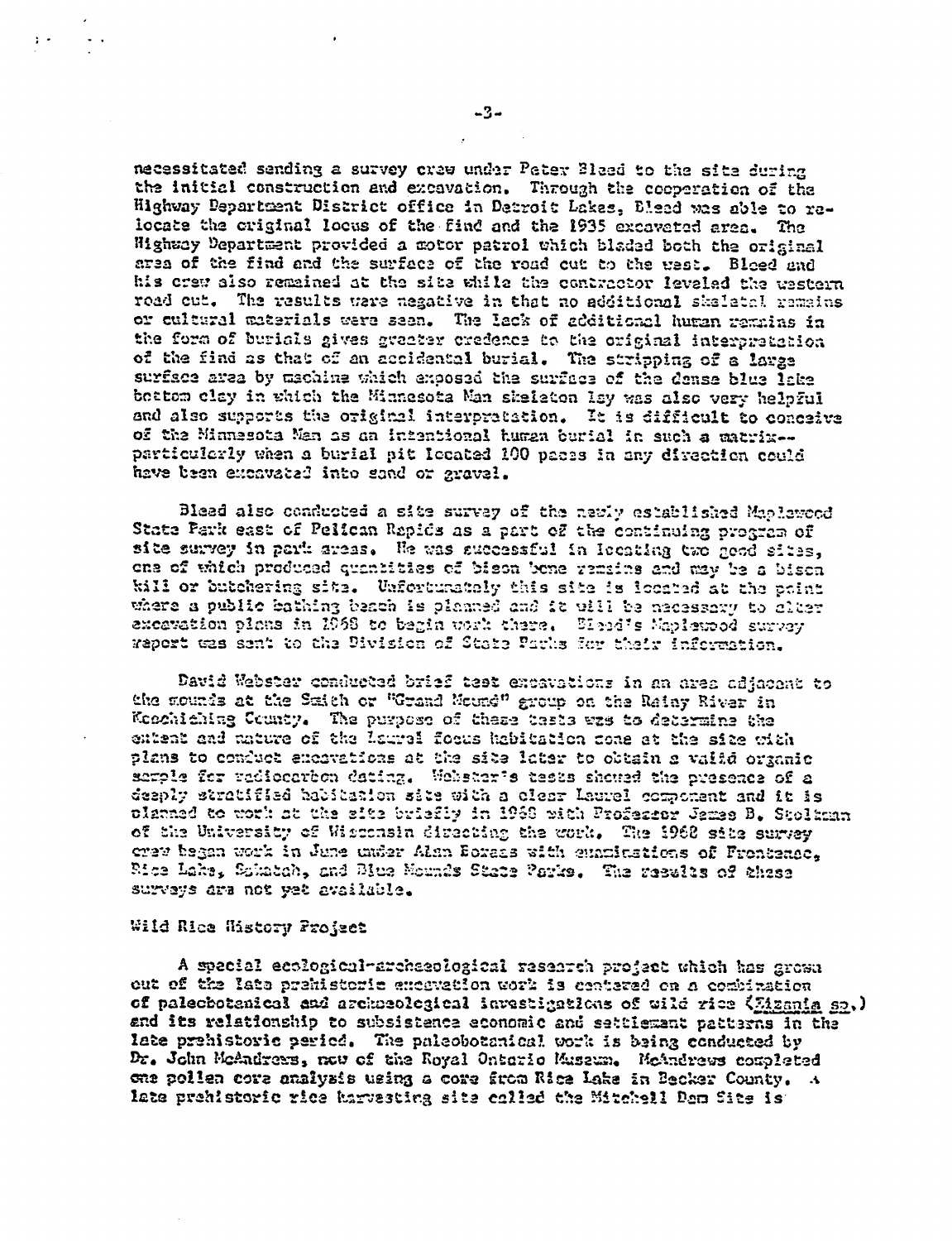necessitated sending a survey crew under Peter Bleed to the site during the initial construction and excavation. Through the cooperation of the Highway Department District office in Detroit Lakes, Bleed was able to relocate the original locus of the find and the 1935 excavated area. The Highway Department provided a motor patrol which bladed both the original area of the find and the surface of the road cut to the west. Bleed and his crew also remained at the site while the contractor leveled the western road cut. The results were negative in that no additional skeletal remains or cultural materials were seen. The lack of additional human remains in the form of burials gives greater credence to the original interpretation of the find as that of an accidental burial. The stripping of a large surface area by machine which exposed the surface of the dense blue lake bottom clay in which the Minnesota Man skeleton lay was also very helpful and also supports the original interpretation. It is difficult to conceive of the Minnesota Man as an intentional human burial in such a matrix--particularly when a burial pit located 100 paces in any direction could have been excavated into sand or gravel.

Bleed also conducted a site survey of the newly established Maplewood State Park east of Pelican Rapids as a part of the continuing program of site survey in park areas. He was successful in locating two good sites, one of which produced quantities of bison bone remains and may be a bison kill or butchering site. Unfortunately this site is located at the point where a public bathing beach is planned and it will be necessary to alter excavation plans in 1968 to begin work there. Bleed's Maplewood survey report was sent to the Division of State Parks for their information.

David Webster conducted brief test excavations in an area adjacent to the mounds at the Smith or "Grand Mound" group on the Rainy River in Koochiching County. The purpose of these tests was to determine the extent and nature of the Laurel focus habitation zone at the site with plans to conduct excavations at the site later to obtain a valid organic sample for radiocarbon dating. Webster's tests showed the presence of a deeply stratified habitation site with a clear Laurel component and it is planned to work at the site briefly in 1968 with Professor James B. Stoltman of the University of Wisconsin directing the work. The 1968 site survey crew began work in June under Alan Bowman with examinations of Frontenac, Rice Lake, Sakatah, and Blue Mounds State Parks. The results of these surveys are not yet available.

Wild Rice History Project

A special ecological-archaeological research project which has grown out of the late prehistoric excavation work is centered on a combination of paleobotanical and archaeological investigations of wild rice (*Zizania sp.*) and its relationship to subsistence economic and settlement patterns in the late prehistoric period. The paleobotanical work is being conducted by Dr. John McAndrews, now of the Royal Ontario Museum. McAndrews completed one pollen core analysis using a core from Rice Lake in Becker County. A late prehistoric rice harvesting site called the Mitchell Dam Site is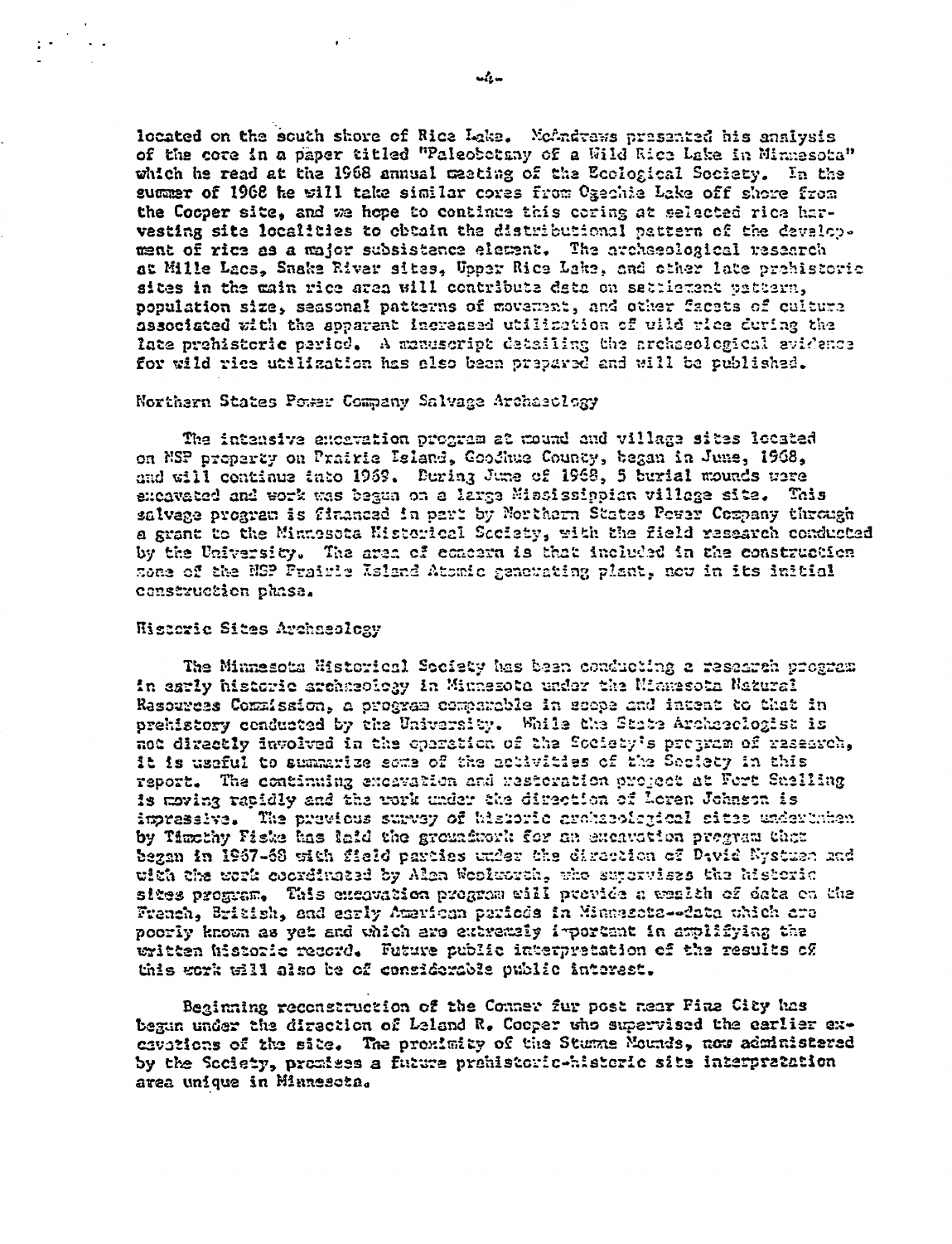located on the south shore of Rice Lake. McAndrews presented his analysis of the core in a paper titled "Paleobotany of a Wild Rice Lake in Minnesota" which he read at the 1968 annual meeting of the Ecological Society. In the summer of 1968 he will take similar cores from Ogechie Lake off shore from the Cooper site, and we hope to continue this coring at selected rice harvesting site localities to obtain the distributional pattern of the development of rice as a major subsistence element. The archaeological research at Mille Lacs, Snake River sites, Upper Rice Lake, and other late prehistoric sites in the main rice area will contribute data on settlement pattern, population size, seasonal patterns of movement, and other facets of culture associated with the apparent increased utilization of wild rice during the late prehistoric period. A manuscript detailing the archaeological evidence for wild rice utilization has also been prepared and will be published.

### Northern States Power Company Salvage Archaeology

The intensive excavation program at mound and village sites located on NSP property on Prairie Island, Goodhue County, began in June, 1968, and will continue into 1969. During June of 1968, 5 burial mounds were excavated and work was begun on a large Mississippian village site. This salvage program is financed in part by Northern States Power Company through a grant to the Minnesota Historical Society, with the field research conducted by the University. The area of concern is that included in the construction zone of the NSP Prairie Island Atomic generating plant, now in its initial construction phase.

### Historic Sites Archaeology

The Minnesota Historical Society has been conducting a research program in early historic archaeology in Minnesota under the Minnesota Natural Resources Commission, a program comparable in scope and intent to that in prehistory conducted by the University. While the State Archaeologist is not directly involved in the operation of the Society's program of research, it is useful to summarize some of the activities of the Society in this report. The continuing excavation and restoration project at Fort Snelling is moving rapidly and the work under the direction of Loren Johnson is impressive. The previous survey of historic archaeological sites undertaken by Timothy Fiske has laid the groundwork for an excavation program that began in 1967-68 with field parties under the direction of David Nystuen and with the work coordinated by Alan Woolworth, who supervises the historic sites program. This excavation program will provide a wealth of data on the French, British, and early American periods in Minnesota--data which are poorly known as yet and which are extremely important in amplifying the written historic record. Future public interpretation of the results of this work will also be of considerable public interest.

Beginning reconstruction of the Conner fur post near Pine City has begun under the direction of Leland R. Cooper who supervised the earlier excavations of the site. The proximity of the Stumne Mounds, now administered by the Society, promises a future prehistoric-historic site interpretation area unique in Minnesota.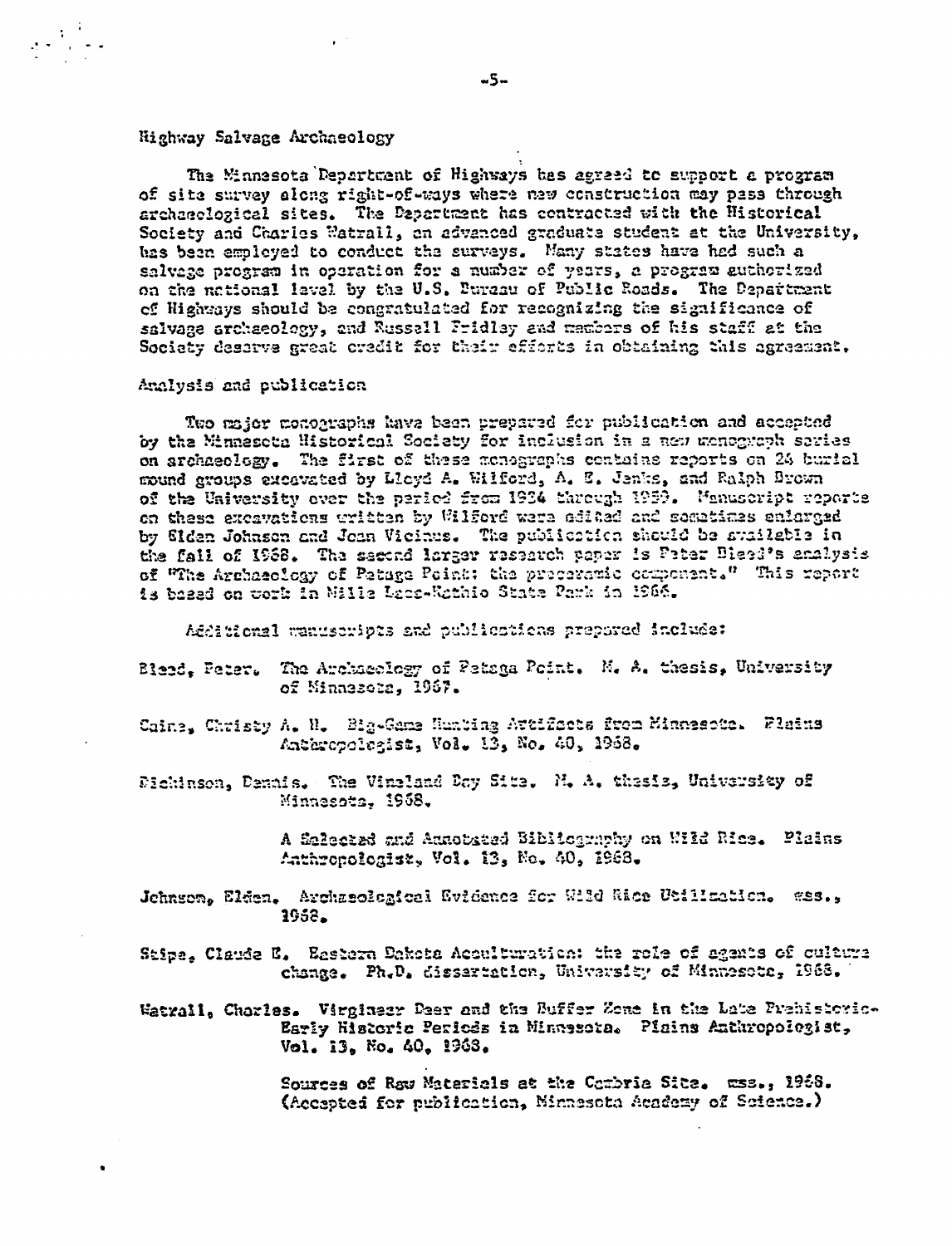## Highway Salvage Archaeology

The Minnesota Department of Highways has agreed to support a program of site survey along right-of-ways where new construction may pass through archaeological sites. The Department has contracted with the Historical Society and Charles Watrall, an advanced graduate student at the University, has been employed to conduct the surveys. Many states have had such a salvage program in operation for a number of years, a program authorized on the national level by the U.S. Bureau of Public Roads. The Department of Highways should be congratulated for recognizing the significance of salvage archaeology, and Russell Fridley and members of his staff at the Society deserve great credit for their efforts in obtaining this agreement.

## Analysis and publication

Two major monographs have been prepared for publication and accepted by the Minnesota Historical Society for inclusion in a new monograph series on archaeology. The first of these monographs contains reports on 24 burial mound groups excavated by Lloyd A. Wilford, A. E. Jenks, and Ralph Brown of the University over the period from 1934 through 1959. Manuscript reports on these excavations written by Wilford were edited and sometimes enlarged by Elden Johnson and Joan Vicinus. The publication should be available in the fall of 1968. The second larger research paper is Peter Bleed's analysis of "The Archaeology of Petaga Point: the preceramic component." This report is based on work in Mille Lacs-Kathio State Park in 1966.

Additional manuscripts and publications prepared include:

Bleed, Peter. The Archaeology of Petaga Point. M. A. thesis, University of Minnesota, 1967.

Caine, Christy A. H. Big-Game Hunting Artifacts from Minnesota. Plains Anthropologist, Vol. 13, No. 40, 1968.

Dickinson, Dennis. The Vineland Bay Site. M. A. thesis, University of Minnesota, 1968.

A Selected and Annotated Bibliography on Wild Rice. Plains Anthropologist, Vol. 13, No. 40, 1968.

Johnson, Elden. Archaeological Evidence for Wild Rice Utilization. mss., 1968.

Stipe, Claude E. Eastern Dakota Acculturation: the role of agents of culture change. Ph.D. dissertation, University of Minnesota, 1968.

Watrall, Charles. Virginia Deer and the Buffer Zone in the Late Prehistoric-Early Historic Periods in Minnesota. Plains Anthropologist, Vol. 13, No. 40, 1968.

Sources of Raw Materials at the Cambria Site. mss., 1968. (Accepted for publication, Minnesota Academy of Science.)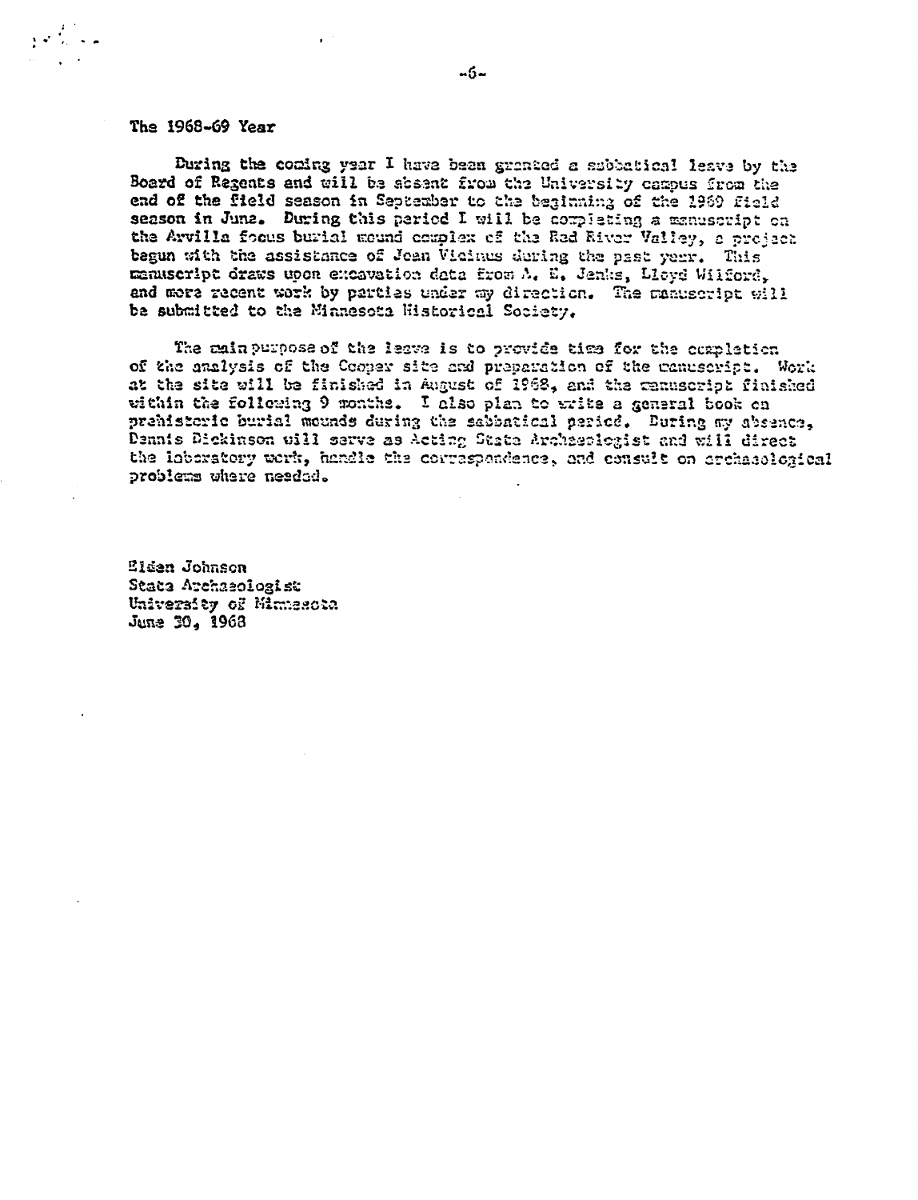## The 1968-69 Year

During the coming year I have been granted a sabbatical leave by the Board of Regents and will be absent from the University campus from the end of the field season in September to the beginning of the 1969 field season in June. During this period I will be completing a manuscript on the Arvilla focus burial mound complex of the Red River Valley, a project begun with the assistance of Jean Vicinus during the past year. This manuscript draws upon excavation data from A. E. Jenks, Lloyd Wilford, and more recent work by parties under my direction. The manuscript will be submitted to the Minnesota Historical Society.

The main purpose of the leave is to provide time for the completion of the analysis of the Cooper site and preparation of the manuscript. Work at the site will be finished in August of 1968, and the manuscript finished within the following 9 months. I also plan to write a general book on prehistoric burial mounds during the sabbatical period. During my absence, Dennis Dickinson will serve as Acting State Archaeologist and will direct the laboratory work, handle the correspondence, and consult on archaeological problems where needed.

Elden Johnson
State Archaeologist
University of Minnesota
June 30, 1968